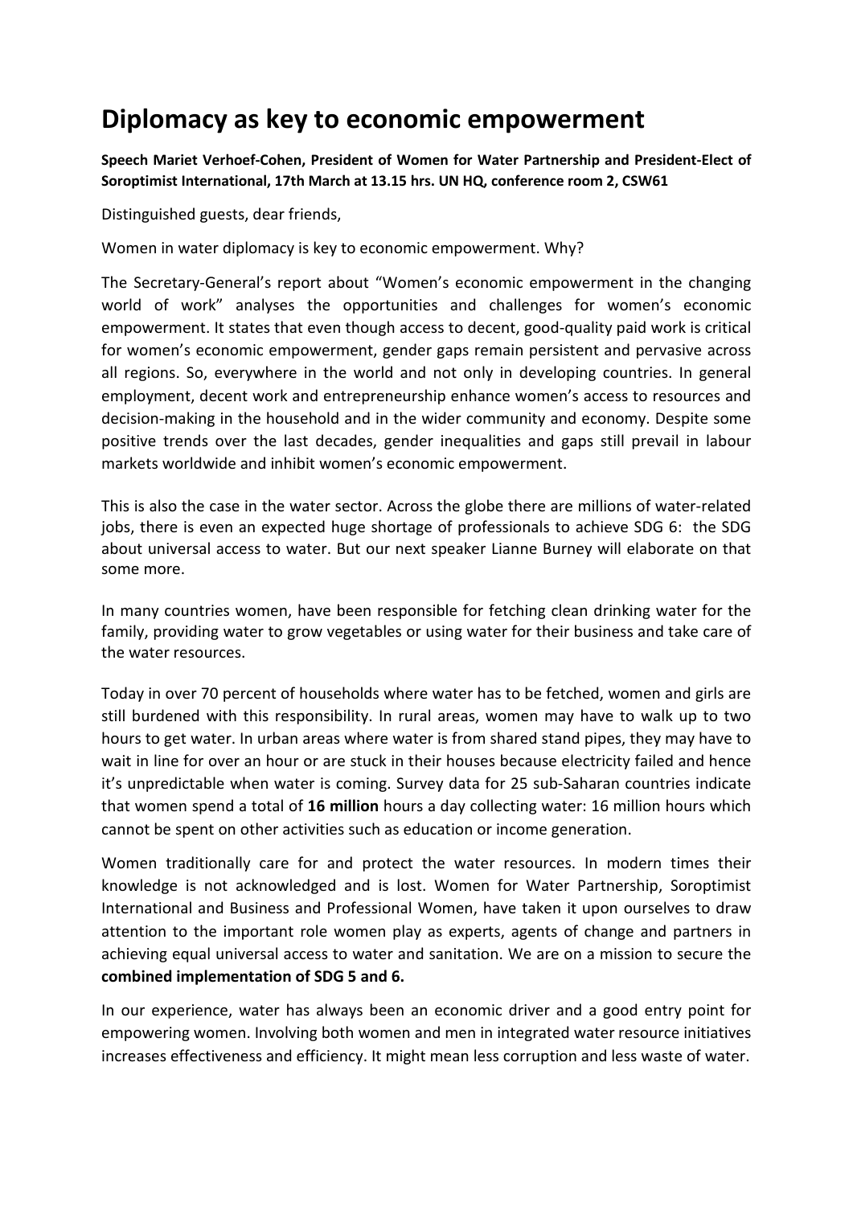# Diplomacy as key to economic empowerment

**Speech Mariet Verhoef-Cohen, President of Women for Water Partnership and President-Elect of Soroptimist International, 17th March at 13.15 hrs. UN HQ, conference room 2, CSW61**

Distinguished guests, dear friends,

Women in water diplomacy is key to economic empowerment. Why?

The Secretary-General's report about "Women's economic empowerment in the changing world of work" analyses the opportunities and challenges for women's economic empowerment. It states that even though access to decent, good-quality paid work is critical for women's economic empowerment, gender gaps remain persistent and pervasive across all regions. So, everywhere in the world and not only in developing countries. In general employment, decent work and entrepreneurship enhance women's access to resources and decision-making in the household and in the wider community and economy. Despite some positive trends over the last decades, gender inequalities and gaps still prevail in labour markets worldwide and inhibit women's economic empowerment.

This is also the case in the water sector. Across the globe there are millions of water-related jobs, there is even an expected huge shortage of professionals to achieve SDG 6: the SDG about universal access to water. But our next speaker Lianne Burney will elaborate on that some more.

In many countries women, have been responsible for fetching clean drinking water for the family, providing water to grow vegetables or using water for their business and take care of the water resources.

Today in over 70 percent of households where water has to be fetched, women and girls are still burdened with this responsibility. In rural areas, women may have to walk up to two hours to get water. In urban areas where water is from shared stand pipes, they may have to wait in line for over an hour or are stuck in their houses because electricity failed and hence it's unpredictable when water is coming. Survey data for 25 sub-Saharan countries indicate that women spend a total of **16 million** hours a day collecting water: 16 million hours which cannot be spent on other activities such as education or income generation.

Women traditionally care for and protect the water resources. In modern times their knowledge is not acknowledged and is lost. Women for Water Partnership, Soroptimist International and Business and Professional Women, have taken it upon ourselves to draw attention to the important role women play as experts, agents of change and partners in achieving equal universal access to water and sanitation. We are on a mission to secure the **combined implementation of SDG 5 and 6.**

In our experience, water has always been an economic driver and a good entry point for empowering women. Involving both women and men in integrated water resource initiatives increases effectiveness and efficiency. It might mean less corruption and less waste of water.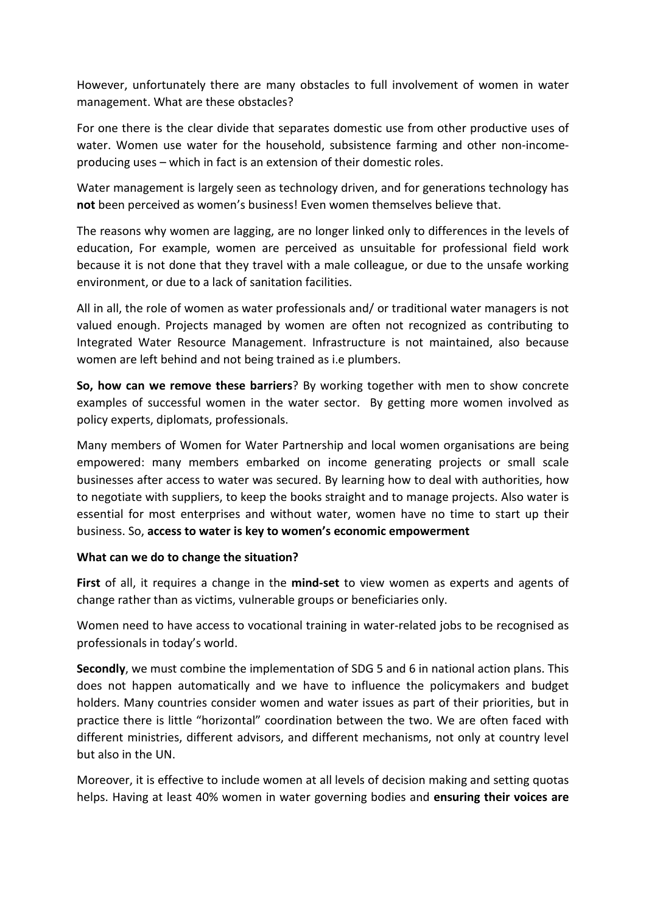However, unfortunately there are many obstacles to full involvement of women in water management. What are these obstacles?

For one there is the clear divide that separates domestic use from other productive uses of water. Women use water for the household, subsistence farming and other non-income-producing uses – which in fact is an extension of their domestic roles.

Water management is largely seen as technology driven, and for generations technology has **not** been perceived as women's business! Even women themselves believe that.

The reasons why women are lagging, are no longer linked only to differences in the levels of education, For example, women are perceived as unsuitable for professional field work because it is not done that they travel with a male colleague, or due to the unsafe working environment, or due to a lack of sanitation facilities.

All in all, the role of women as water professionals and/ or traditional water managers is not valued enough. Projects managed by women are often not recognized as contributing to Integrated Water Resource Management. Infrastructure is not maintained, also because women are left behind and not being trained as i.e plumbers.

**So, how can we remove these barriers**? By working together with men to show concrete examples of successful women in the water sector. By getting more women involved as policy experts, diplomats, professionals.

Many members of Women for Water Partnership and local women organisations are being empowered: many members embarked on income generating projects or small scale businesses after access to water was secured. By learning how to deal with authorities, how to negotiate with suppliers, to keep the books straight and to manage projects. Also water is essential for most enterprises and without water, women have no time to start up their business. So, **access to water is key to women's economic empowerment**

**What can we do to change the situation?**

**First** of all, it requires a change in the **mind-set** to view women as experts and agents of change rather than as victims, vulnerable groups or beneficiaries only.

Women need to have access to vocational training in water-related jobs to be recognised as professionals in today's world.

**Secondly**, we must combine the implementation of SDG 5 and 6 in national action plans. This does not happen automatically and we have to influence the policymakers and budget holders. Many countries consider women and water issues as part of their priorities, but in practice there is little "horizontal" coordination between the two. We are often faced with different ministries, different advisors, and different mechanisms, not only at country level but also in the UN.

Moreover, it is effective to include women at all levels of decision making and setting quotas helps. Having at least 40% women in water governing bodies and **ensuring their voices are**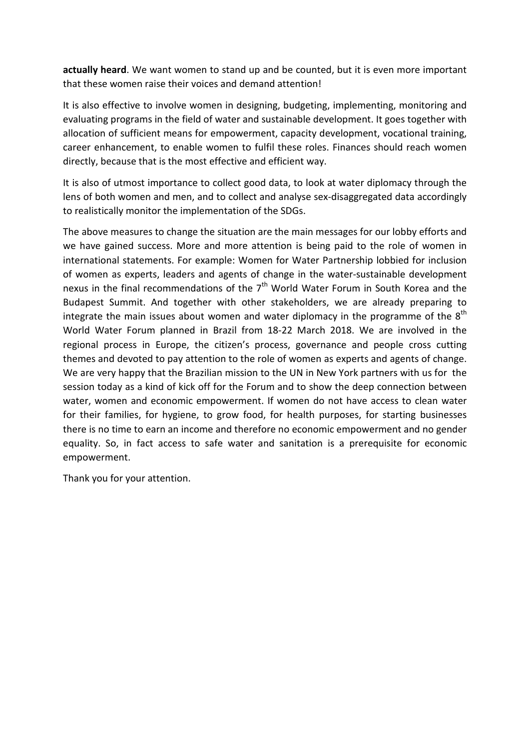**actually heard**. We want women to stand up and be counted, but it is even more important that these women raise their voices and demand attention!

It is also effective to involve women in designing, budgeting, implementing, monitoring and evaluating programs in the field of water and sustainable development. It goes together with allocation of sufficient means for empowerment, capacity development, vocational training, career enhancement, to enable women to fulfil these roles. Finances should reach women directly, because that is the most effective and efficient way.

It is also of utmost importance to collect good data, to look at water diplomacy through the lens of both women and men, and to collect and analyse sex-disaggregated data accordingly to realistically monitor the implementation of the SDGs.

The above measures to change the situation are the main messages for our lobby efforts and we have gained success. More and more attention is being paid to the role of women in international statements. For example: Women for Water Partnership lobbied for inclusion of women as experts, leaders and agents of change in the water-sustainable development nexus in the final recommendations of the 7th World Water Forum in South Korea and the Budapest Summit. And together with other stakeholders, we are already preparing to integrate the main issues about women and water diplomacy in the programme of the 8th World Water Forum planned in Brazil from 18-22 March 2018. We are involved in the regional process in Europe, the citizen's process, governance and people cross cutting themes and devoted to pay attention to the role of women as experts and agents of change. We are very happy that the Brazilian mission to the UN in New York partners with us for the session today as a kind of kick off for the Forum and to show the deep connection between water, women and economic empowerment. If women do not have access to clean water for their families, for hygiene, to grow food, for health purposes, for starting businesses there is no time to earn an income and therefore no economic empowerment and no gender equality. So, in fact access to safe water and sanitation is a prerequisite for economic empowerment.

Thank you for your attention.